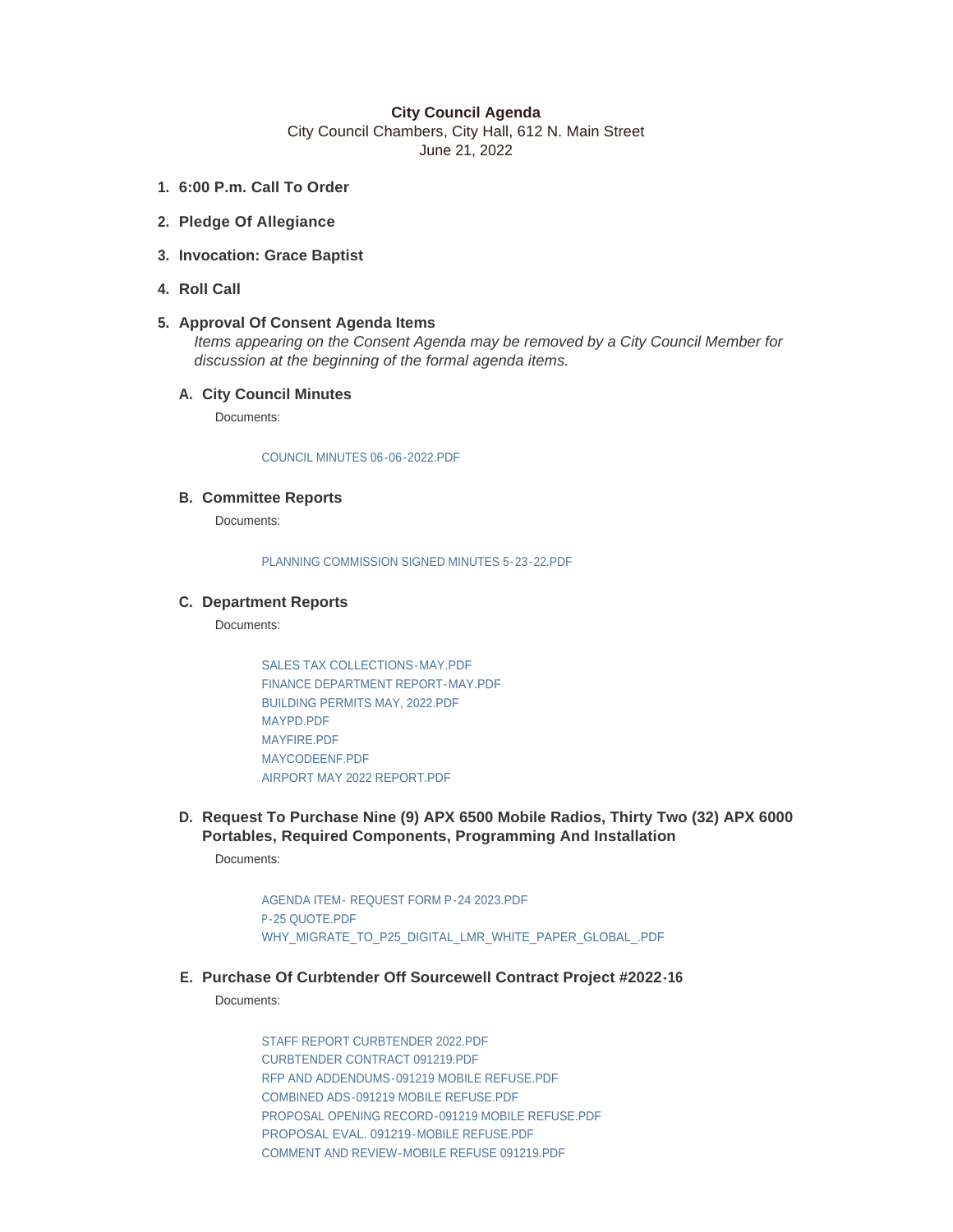# City Council Agenda

City Council Chambers, City Hall, 612 N. Main Street
June 21, 2022

1. **6:00 P.m. Call To Order**

2. **Pledge Of Allegiance**

3. **Invocation: Grace Baptist**

4. **Roll Call**

5. **Approval Of Consent Agenda Items**

   *Items appearing on the Consent Agenda may be removed by a City Council Member for discussion at the beginning of the formal agenda items.*

   A. **City Council Minutes**

      Documents:

      COUNCIL MINUTES 06-06-2022.PDF

   B. **Committee Reports**

      Documents:

      PLANNING COMMISSION SIGNED MINUTES 5-23-22.PDF

   C. **Department Reports**

      Documents:

      SALES TAX COLLECTIONS-MAY.PDF
      FINANCE DEPARTMENT REPORT-MAY.PDF
      BUILDING PERMITS MAY, 2022.PDF
      MAYPD.PDF
      MAYFIRE.PDF
      MAYCODEENF.PDF
      AIRPORT MAY 2022 REPORT.PDF

   D. **Request To Purchase Nine (9) APX 6500 Mobile Radios, Thirty Two (32) APX 6000 Portables, Required Components, Programming And Installation**

      Documents:

      AGENDA ITEM- REQUEST FORM P-24 2023.PDF
      P-25 QUOTE.PDF
      WHY_MIGRATE_TO_P25_DIGITAL_LMR_WHITE_PAPER_GLOBAL_.PDF

   E. **Purchase Of Curbtender Off Sourcewell Contract Project #2022-16**

      Documents:

      STAFF REPORT CURBTENDER 2022.PDF
      CURBTENDER CONTRACT 091219.PDF
      RFP AND ADDENDUMS-091219 MOBILE REFUSE.PDF
      COMBINED ADS-091219 MOBILE REFUSE.PDF
      PROPOSAL OPENING RECORD-091219 MOBILE REFUSE.PDF
      PROPOSAL EVAL. 091219-MOBILE REFUSE.PDF
      COMMENT AND REVIEW-MOBILE REFUSE 091219.PDF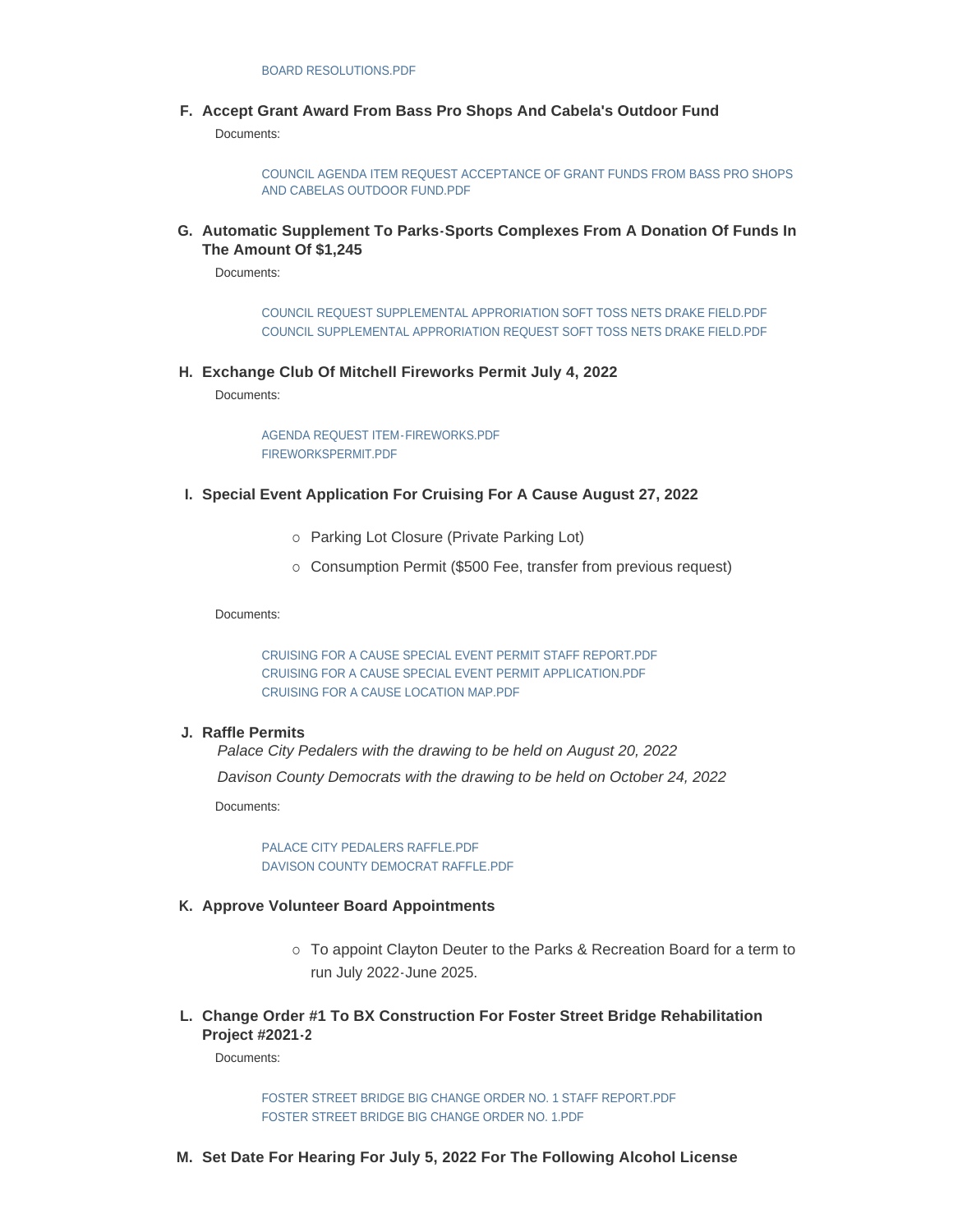BOARD RESOLUTIONS.PDF

F. **Accept Grant Award From Bass Pro Shops And Cabela's Outdoor Fund**

Documents:

COUNCIL AGENDA ITEM REQUEST ACCEPTANCE OF GRANT FUNDS FROM BASS PRO SHOPS AND CABELAS OUTDOOR FUND.PDF

G. **Automatic Supplement To Parks-Sports Complexes From A Donation Of Funds In The Amount Of $1,245**

Documents:

COUNCIL REQUEST SUPPLEMENTAL APPRORIATION SOFT TOSS NETS DRAKE FIELD.PDF
COUNCIL SUPPLEMENTAL APPRORIATION REQUEST SOFT TOSS NETS DRAKE FIELD.PDF

H. **Exchange Club Of Mitchell Fireworks Permit July 4, 2022**

Documents:

AGENDA REQUEST ITEM-FIREWORKS.PDF
FIREWORKSPERMIT.PDF

I. **Special Event Application For Cruising For A Cause August 27, 2022**

- Parking Lot Closure (Private Parking Lot)
- Consumption Permit ($500 Fee, transfer from previous request)

Documents:

CRUISING FOR A CAUSE SPECIAL EVENT PERMIT STAFF REPORT.PDF
CRUISING FOR A CAUSE SPECIAL EVENT PERMIT APPLICATION.PDF
CRUISING FOR A CAUSE LOCATION MAP.PDF

J. **Raffle Permits**

*Palace City Pedalers with the drawing to be held on August 20, 2022*

*Davison County Democrats with the drawing to be held on October 24, 2022*

Documents:

PALACE CITY PEDALERS RAFFLE.PDF
DAVISON COUNTY DEMOCRAT RAFFLE.PDF

K. **Approve Volunteer Board Appointments**

- To appoint Clayton Deuter to the Parks & Recreation Board for a term to run July 2022-June 2025.

L. **Change Order #1 To BX Construction For Foster Street Bridge Rehabilitation Project #2021-2**

Documents:

FOSTER STREET BRIDGE BIG CHANGE ORDER NO. 1 STAFF REPORT.PDF
FOSTER STREET BRIDGE BIG CHANGE ORDER NO. 1.PDF

M. **Set Date For Hearing For July 5, 2022 For The Following Alcohol License**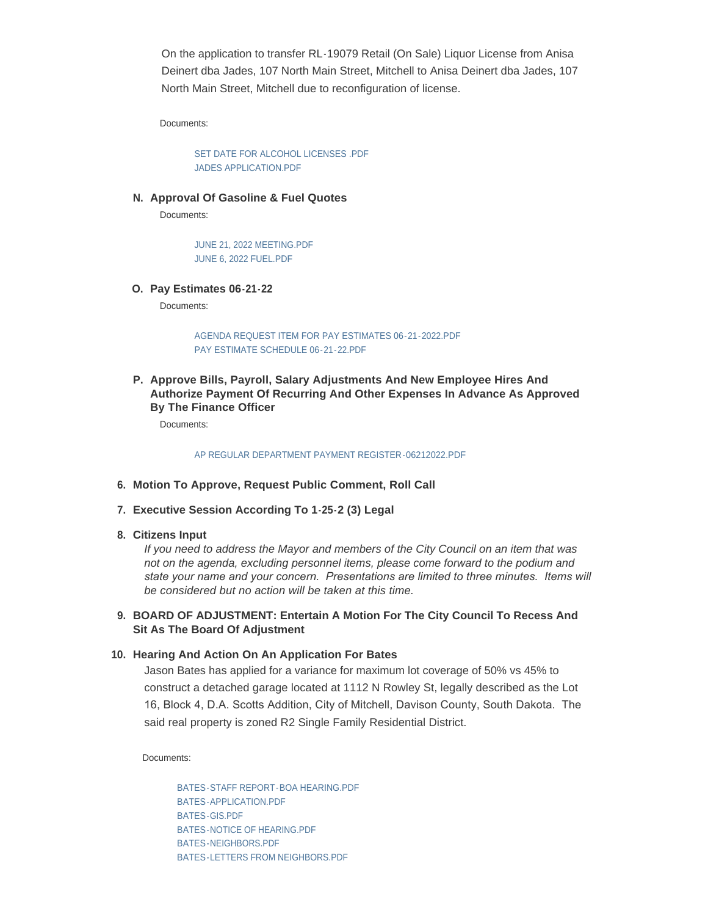On the application to transfer RL-19079 Retail (On Sale) Liquor License from Anisa Deinert dba Jades, 107 North Main Street, Mitchell to Anisa Deinert dba Jades, 107 North Main Street, Mitchell due to reconfiguration of license.

Documents:

SET DATE FOR ALCOHOL LICENSES .PDF
JADES APPLICATION.PDF

N. **Approval Of Gasoline & Fuel Quotes**

Documents:

JUNE 21, 2022 MEETING.PDF
JUNE 6, 2022 FUEL.PDF

O. **Pay Estimates 06-21-22**

Documents:

AGENDA REQUEST ITEM FOR PAY ESTIMATES 06-21-2022.PDF
PAY ESTIMATE SCHEDULE 06-21-22.PDF

P. **Approve Bills, Payroll, Salary Adjustments And New Employee Hires And Authorize Payment Of Recurring And Other Expenses In Advance As Approved By The Finance Officer**

Documents:

AP REGULAR DEPARTMENT PAYMENT REGISTER-06212022.PDF

6. **Motion To Approve, Request Public Comment, Roll Call**

7. **Executive Session According To 1-25-2 (3) Legal**

8. **Citizens Input**

   *If you need to address the Mayor and members of the City Council on an item that was not on the agenda, excluding personnel items, please come forward to the podium and state your name and your concern. Presentations are limited to three minutes. Items will be considered but no action will be taken at this time.*

9. **BOARD OF ADJUSTMENT: Entertain A Motion For The City Council To Recess And Sit As The Board Of Adjustment**

10. **Hearing And Action On An Application For Bates**

    Jason Bates has applied for a variance for maximum lot coverage of 50% vs 45% to construct a detached garage located at 1112 N Rowley St, legally described as the Lot 16, Block 4, D.A. Scotts Addition, City of Mitchell, Davison County, South Dakota. The said real property is zoned R2 Single Family Residential District.

    Documents:

    BATES-STAFF REPORT-BOA HEARING.PDF
    BATES-APPLICATION.PDF
    BATES-GIS.PDF
    BATES-NOTICE OF HEARING.PDF
    BATES-NEIGHBORS.PDF
    BATES-LETTERS FROM NEIGHBORS.PDF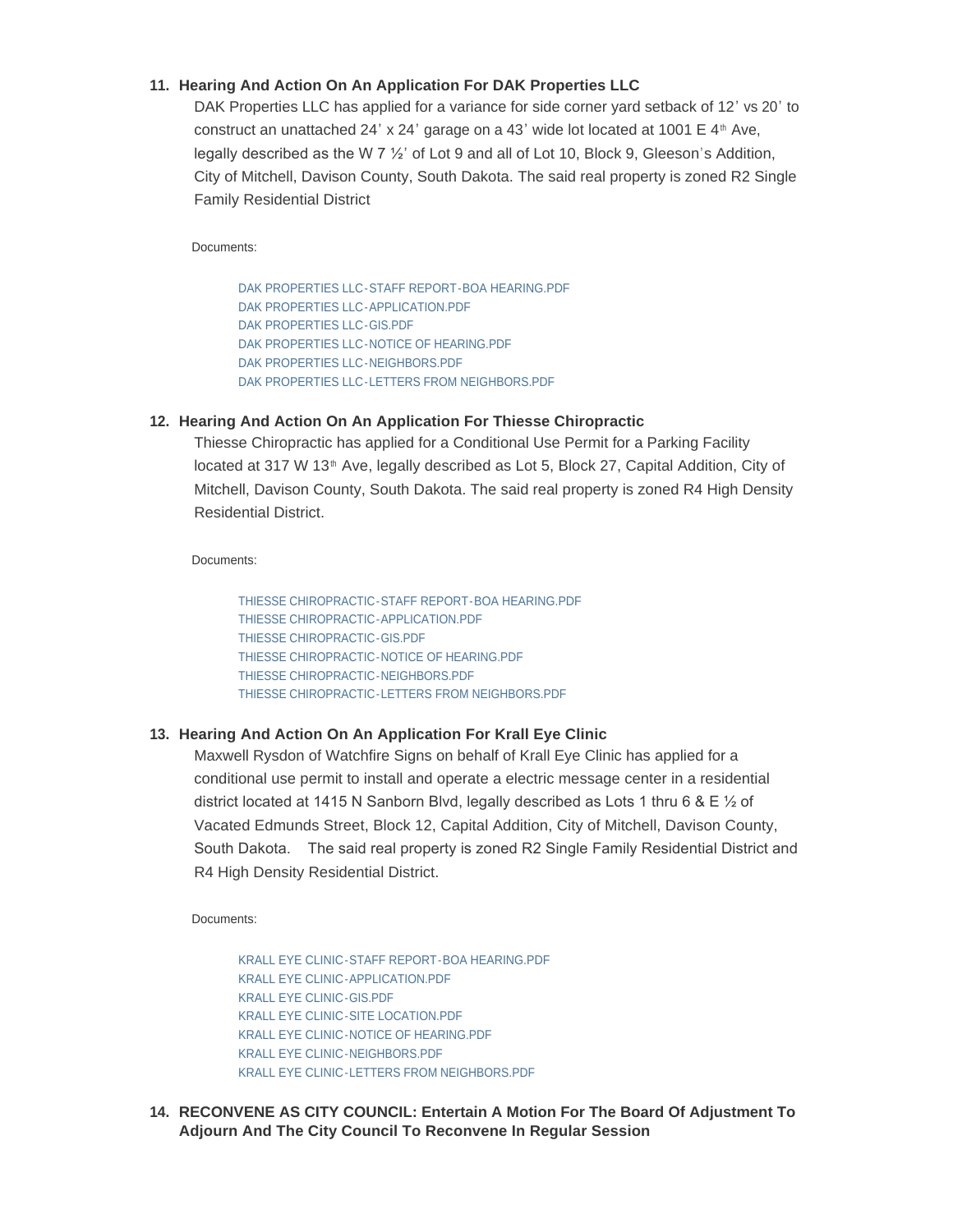11. **Hearing And Action On An Application For DAK Properties LLC**

    DAK Properties LLC has applied for a variance for side corner yard setback of 12' vs 20' to construct an unattached 24' x 24' garage on a 43' wide lot located at 1001 E 4th Ave, legally described as the W 7 ½' of Lot 9 and all of Lot 10, Block 9, Gleeson's Addition, City of Mitchell, Davison County, South Dakota. The said real property is zoned R2 Single Family Residential District

    Documents:

    - DAK PROPERTIES LLC-STAFF REPORT-BOA HEARING.PDF
    - DAK PROPERTIES LLC-APPLICATION.PDF
    - DAK PROPERTIES LLC-GIS.PDF
    - DAK PROPERTIES LLC-NOTICE OF HEARING.PDF
    - DAK PROPERTIES LLC-NEIGHBORS.PDF
    - DAK PROPERTIES LLC-LETTERS FROM NEIGHBORS.PDF

12. **Hearing And Action On An Application For Thiesse Chiropractic**

    Thiesse Chiropractic has applied for a Conditional Use Permit for a Parking Facility located at 317 W 13th Ave, legally described as Lot 5, Block 27, Capital Addition, City of Mitchell, Davison County, South Dakota. The said real property is zoned R4 High Density Residential District.

    Documents:

    - THIESSE CHIROPRACTIC-STAFF REPORT-BOA HEARING.PDF
    - THIESSE CHIROPRACTIC-APPLICATION.PDF
    - THIESSE CHIROPRACTIC-GIS.PDF
    - THIESSE CHIROPRACTIC-NOTICE OF HEARING.PDF
    - THIESSE CHIROPRACTIC-NEIGHBORS.PDF
    - THIESSE CHIROPRACTIC-LETTERS FROM NEIGHBORS.PDF

13. **Hearing And Action On An Application For Krall Eye Clinic**

    Maxwell Rysdon of Watchfire Signs on behalf of Krall Eye Clinic has applied for a conditional use permit to install and operate a electric message center in a residential district located at 1415 N Sanborn Blvd, legally described as Lots 1 thru 6 & E ½ of Vacated Edmunds Street, Block 12, Capital Addition, City of Mitchell, Davison County, South Dakota.   The said real property is zoned R2 Single Family Residential District and R4 High Density Residential District.

    Documents:

    - KRALL EYE CLINIC-STAFF REPORT-BOA HEARING.PDF
    - KRALL EYE CLINIC-APPLICATION.PDF
    - KRALL EYE CLINIC-GIS.PDF
    - KRALL EYE CLINIC-SITE LOCATION.PDF
    - KRALL EYE CLINIC-NOTICE OF HEARING.PDF
    - KRALL EYE CLINIC-NEIGHBORS.PDF
    - KRALL EYE CLINIC-LETTERS FROM NEIGHBORS.PDF

14. **RECONVENE AS CITY COUNCIL: Entertain A Motion For The Board Of Adjustment To Adjourn And The City Council To Reconvene In Regular Session**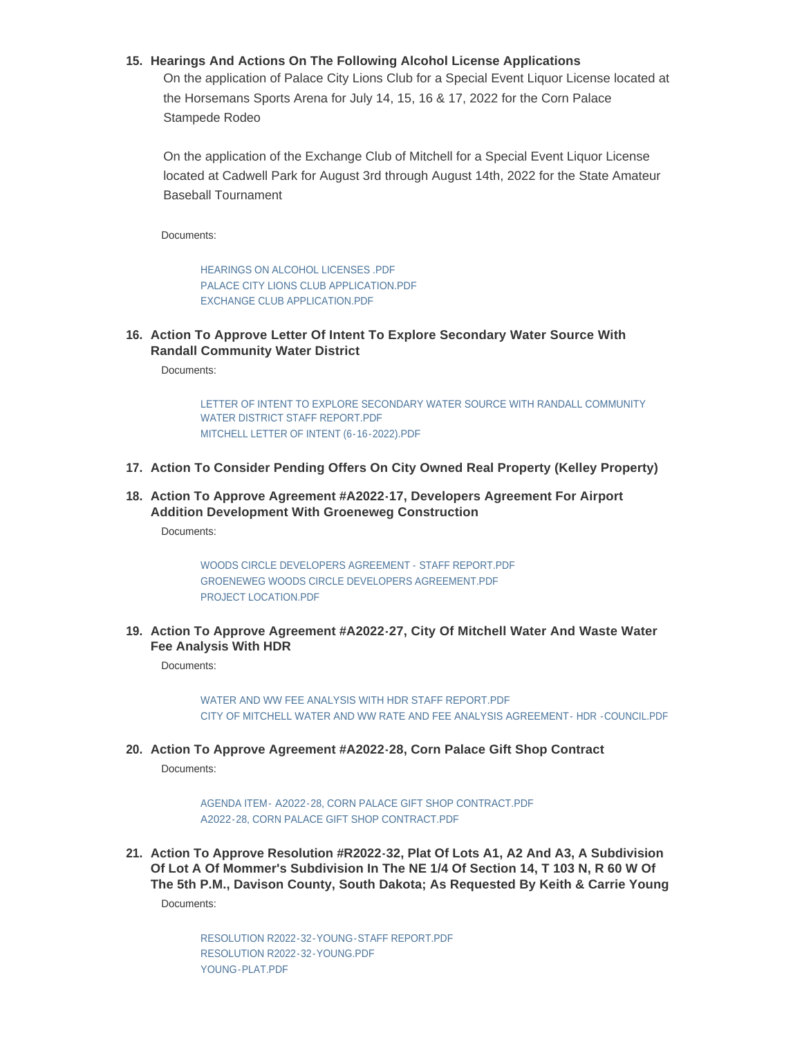15. **Hearings And Actions On The Following Alcohol License Applications**

    On the application of Palace City Lions Club for a Special Event Liquor License located at the Horsemans Sports Arena for July 14, 15, 16 & 17, 2022 for the Corn Palace Stampede Rodeo

    On the application of the Exchange Club of Mitchell for a Special Event Liquor License located at Cadwell Park for August 3rd through August 14th, 2022 for the State Amateur Baseball Tournament

    Documents:

    HEARINGS ON ALCOHOL LICENSES .PDF
    PALACE CITY LIONS CLUB APPLICATION.PDF
    EXCHANGE CLUB APPLICATION.PDF

16. **Action To Approve Letter Of Intent To Explore Secondary Water Source With Randall Community Water District**

    Documents:

    LETTER OF INTENT TO EXPLORE SECONDARY WATER SOURCE WITH RANDALL COMMUNITY WATER DISTRICT STAFF REPORT.PDF
    MITCHELL LETTER OF INTENT (6-16-2022).PDF

17. **Action To Consider Pending Offers On City Owned Real Property (Kelley Property)**

18. **Action To Approve Agreement #A2022-17, Developers Agreement For Airport Addition Development With Groeneweg Construction**

    Documents:

    WOODS CIRCLE DEVELOPERS AGREEMENT - STAFF REPORT.PDF
    GROENEWEG WOODS CIRCLE DEVELOPERS AGREEMENT.PDF
    PROJECT LOCATION.PDF

19. **Action To Approve Agreement #A2022-27, City Of Mitchell Water And Waste Water Fee Analysis With HDR**

    Documents:

    WATER AND WW FEE ANALYSIS WITH HDR STAFF REPORT.PDF
    CITY OF MITCHELL WATER AND WW RATE AND FEE ANALYSIS AGREEMENT- HDR -COUNCIL.PDF

20. **Action To Approve Agreement #A2022-28, Corn Palace Gift Shop Contract**

    Documents:

    AGENDA ITEM- A2022-28, CORN PALACE GIFT SHOP CONTRACT.PDF
    A2022-28, CORN PALACE GIFT SHOP CONTRACT.PDF

21. **Action To Approve Resolution #R2022-32, Plat Of Lots A1, A2 And A3, A Subdivision Of Lot A Of Mommer's Subdivision In The NE 1/4 Of Section 14, T 103 N, R 60 W Of The 5th P.M., Davison County, South Dakota; As Requested By Keith & Carrie Young**

    Documents:

    RESOLUTION R2022-32-YOUNG-STAFF REPORT.PDF
    RESOLUTION R2022-32-YOUNG.PDF
    YOUNG-PLAT.PDF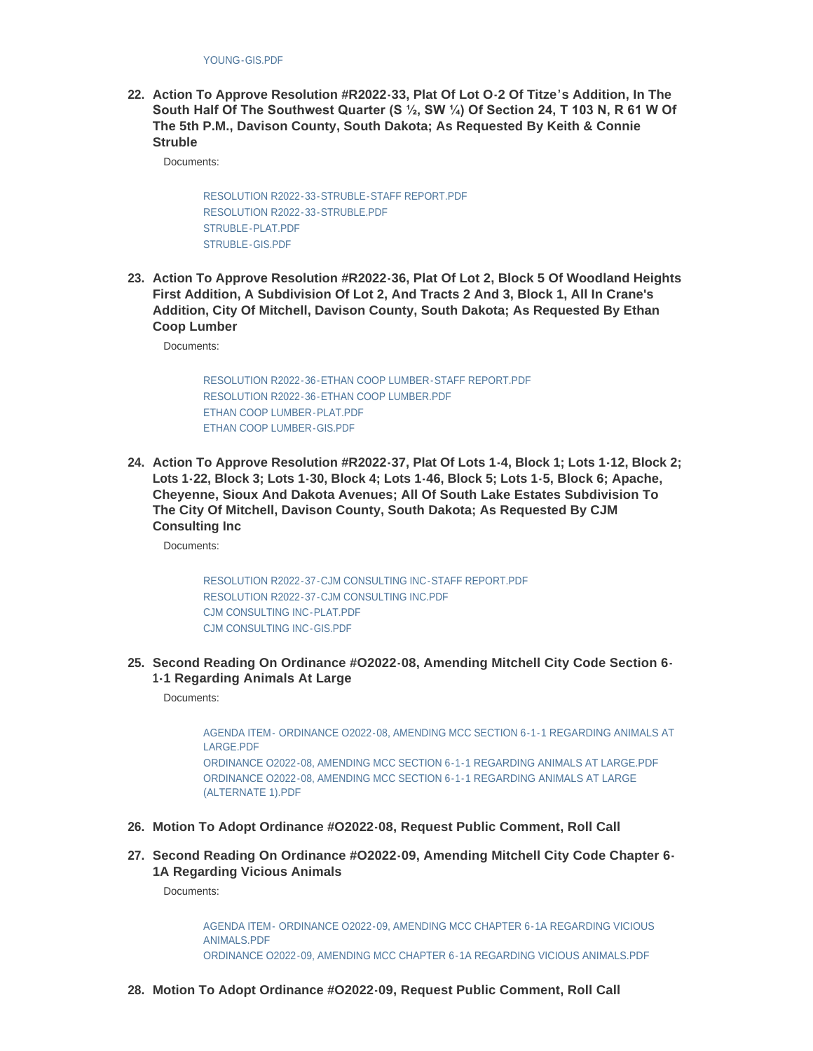YOUNG-GIS.PDF

22. **Action To Approve Resolution #R2022-33, Plat Of Lot O-2 Of Titze's Addition, In The South Half Of The Southwest Quarter (S ½, SW ¼) Of Section 24, T 103 N, R 61 W Of The 5th P.M., Davison County, South Dakota; As Requested By Keith & Connie Struble**

    Documents:

    RESOLUTION R2022-33-STRUBLE-STAFF REPORT.PDF
    RESOLUTION R2022-33-STRUBLE.PDF
    STRUBLE-PLAT.PDF
    STRUBLE-GIS.PDF

23. **Action To Approve Resolution #R2022-36, Plat Of Lot 2, Block 5 Of Woodland Heights First Addition, A Subdivision Of Lot 2, And Tracts 2 And 3, Block 1, All In Crane's Addition, City Of Mitchell, Davison County, South Dakota; As Requested By Ethan Coop Lumber**

    Documents:

    RESOLUTION R2022-36-ETHAN COOP LUMBER-STAFF REPORT.PDF
    RESOLUTION R2022-36-ETHAN COOP LUMBER.PDF
    ETHAN COOP LUMBER-PLAT.PDF
    ETHAN COOP LUMBER-GIS.PDF

24. **Action To Approve Resolution #R2022-37, Plat Of Lots 1-4, Block 1; Lots 1-12, Block 2; Lots 1-22, Block 3; Lots 1-30, Block 4; Lots 1-46, Block 5; Lots 1-5, Block 6; Apache, Cheyenne, Sioux And Dakota Avenues; All Of South Lake Estates Subdivision To The City Of Mitchell, Davison County, South Dakota; As Requested By CJM Consulting Inc**

    Documents:

    RESOLUTION R2022-37-CJM CONSULTING INC-STAFF REPORT.PDF
    RESOLUTION R2022-37-CJM CONSULTING INC.PDF
    CJM CONSULTING INC-PLAT.PDF
    CJM CONSULTING INC-GIS.PDF

25. **Second Reading On Ordinance #O2022-08, Amending Mitchell City Code Section 6-1-1 Regarding Animals At Large**

    Documents:

    AGENDA ITEM- ORDINANCE O2022-08, AMENDING MCC SECTION 6-1-1 REGARDING ANIMALS AT LARGE.PDF
    ORDINANCE O2022-08, AMENDING MCC SECTION 6-1-1 REGARDING ANIMALS AT LARGE.PDF
    ORDINANCE O2022-08, AMENDING MCC SECTION 6-1-1 REGARDING ANIMALS AT LARGE (ALTERNATE 1).PDF

26. **Motion To Adopt Ordinance #O2022-08, Request Public Comment, Roll Call**

27. **Second Reading On Ordinance #O2022-09, Amending Mitchell City Code Chapter 6-1A Regarding Vicious Animals**

    Documents:

    AGENDA ITEM- ORDINANCE O2022-09, AMENDING MCC CHAPTER 6-1A REGARDING VICIOUS ANIMALS.PDF
    ORDINANCE O2022-09, AMENDING MCC CHAPTER 6-1A REGARDING VICIOUS ANIMALS.PDF

28. **Motion To Adopt Ordinance #O2022-09, Request Public Comment, Roll Call**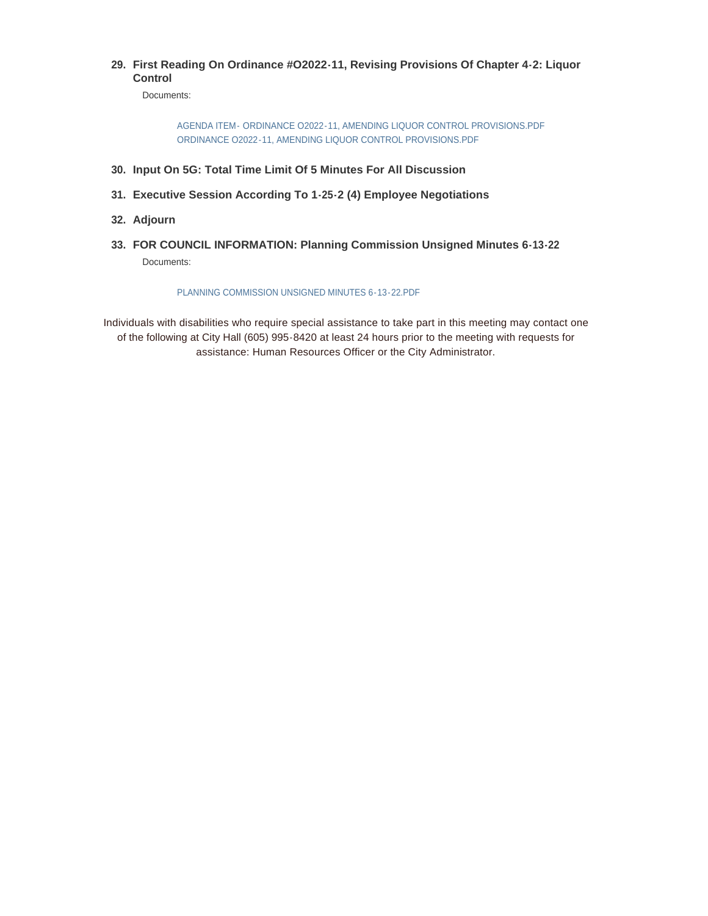29. **First Reading On Ordinance #O2022-11, Revising Provisions Of Chapter 4-2: Liquor Control**

    Documents:

    AGENDA ITEM- ORDINANCE O2022-11, AMENDING LIQUOR CONTROL PROVISIONS.PDF
    ORDINANCE O2022-11, AMENDING LIQUOR CONTROL PROVISIONS.PDF

30. **Input On 5G: Total Time Limit Of 5 Minutes For All Discussion**

31. **Executive Session According To 1-25-2 (4) Employee Negotiations**

32. **Adjourn**

33. **FOR COUNCIL INFORMATION: Planning Commission Unsigned Minutes 6-13-22**

    Documents:

    PLANNING COMMISSION UNSIGNED MINUTES 6-13-22.PDF

Individuals with disabilities who require special assistance to take part in this meeting may contact one of the following at City Hall (605) 995-8420 at least 24 hours prior to the meeting with requests for assistance: Human Resources Officer or the City Administrator.